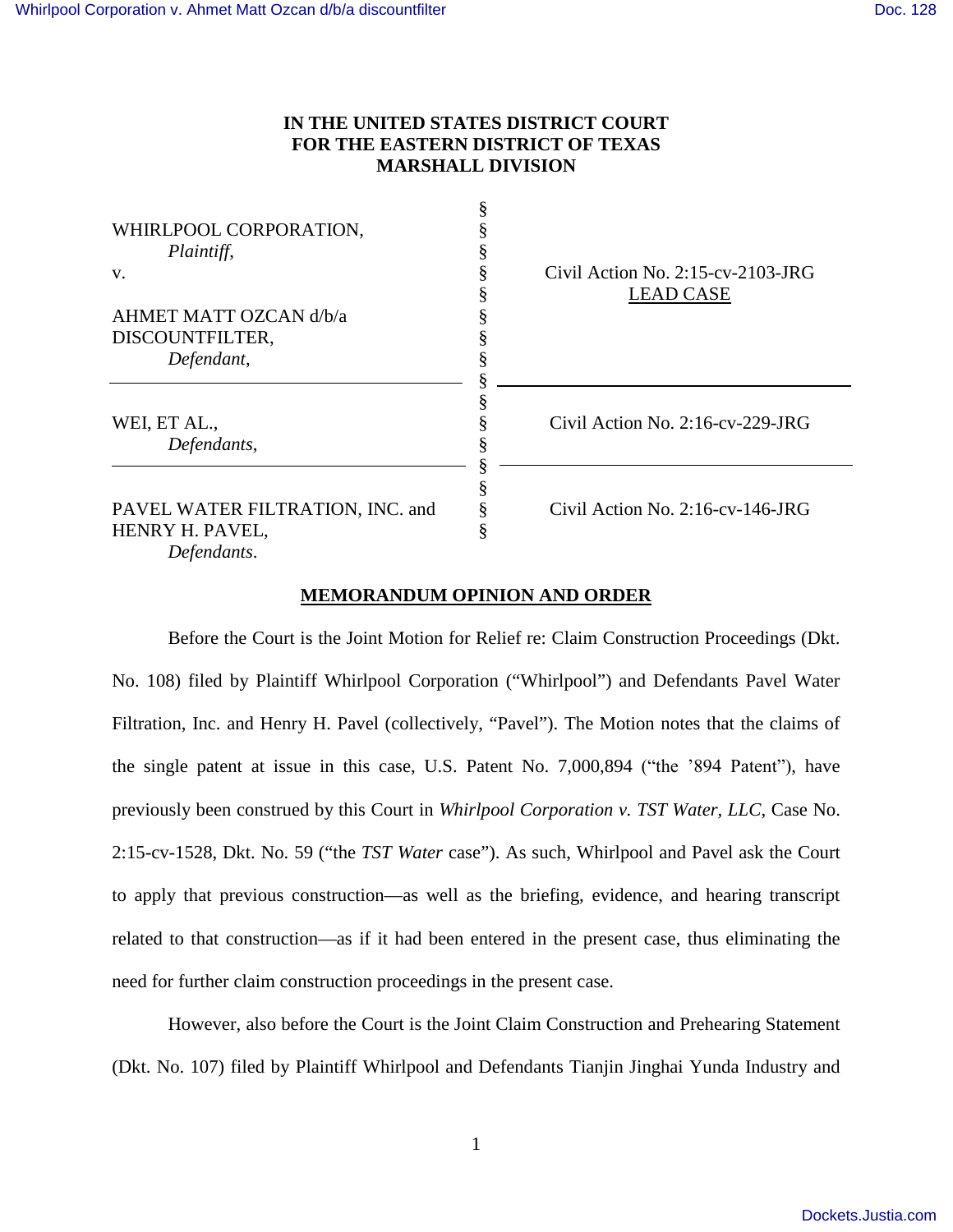**IN THE UNITED STATES DISTRICT COURT**
**FOR THE EASTERN DISTRICT OF TEXAS**
**MARSHALL DIVISION**

| | | |
|---|---|---|
| WHIRLPOOL CORPORATION, *Plaintiff*, v. AHMET MATT OZCAN d/b/a DISCOUNTFILTER, *Defendant*, | § | Civil Action No. 2:15-cv-2103-JRG LEAD CASE |
| WEI, ET AL., *Defendants*, | § | Civil Action No. 2:16-cv-229-JRG |
| PAVEL WATER FILTRATION, INC. and HENRY H. PAVEL, *Defendants*. | § | Civil Action No. 2:16-cv-146-JRG |

**MEMORANDUM OPINION AND ORDER**

Before the Court is the Joint Motion for Relief re: Claim Construction Proceedings (Dkt. No. 108) filed by Plaintiff Whirlpool Corporation ("Whirlpool") and Defendants Pavel Water Filtration, Inc. and Henry H. Pavel (collectively, "Pavel"). The Motion notes that the claims of the single patent at issue in this case, U.S. Patent No. 7,000,894 ("the '894 Patent"), have previously been construed by this Court in *Whirlpool Corporation v. TST Water, LLC*, Case No. 2:15-cv-1528, Dkt. No. 59 ("the *TST Water* case"). As such, Whirlpool and Pavel ask the Court to apply that previous construction—as well as the briefing, evidence, and hearing transcript related to that construction—as if it had been entered in the present case, thus eliminating the need for further claim construction proceedings in the present case.

However, also before the Court is the Joint Claim Construction and Prehearing Statement (Dkt. No. 107) filed by Plaintiff Whirlpool and Defendants Tianjin Jinghai Yunda Industry and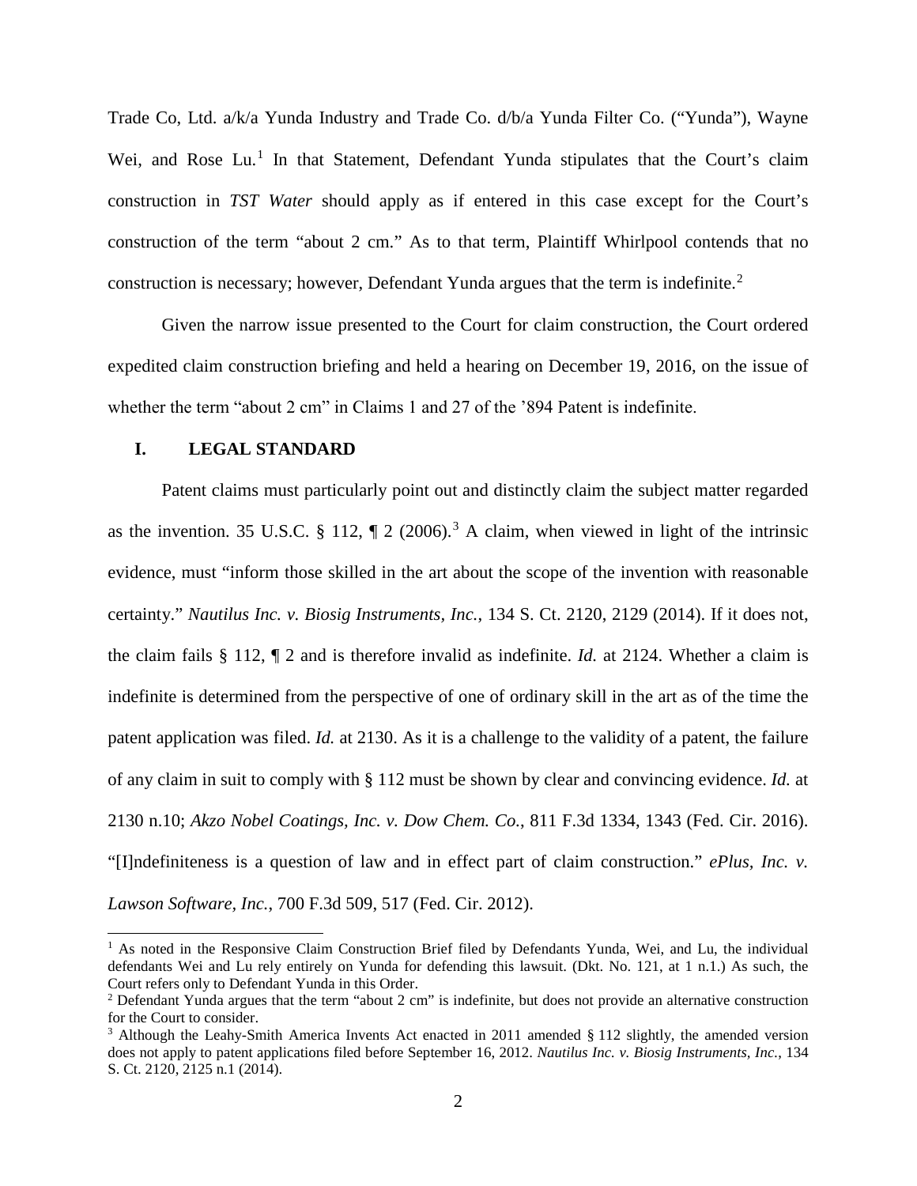Trade Co, Ltd. a/k/a Yunda Industry and Trade Co. d/b/a Yunda Filter Co. ("Yunda"), Wayne Wei, and Rose Lu.[1] In that Statement, Defendant Yunda stipulates that the Court's claim construction in *TST Water* should apply as if entered in this case except for the Court's construction of the term "about 2 cm." As to that term, Plaintiff Whirlpool contends that no construction is necessary; however, Defendant Yunda argues that the term is indefinite.[2]

Given the narrow issue presented to the Court for claim construction, the Court ordered expedited claim construction briefing and held a hearing on December 19, 2016, on the issue of whether the term "about 2 cm" in Claims 1 and 27 of the '894 Patent is indefinite.

## I. LEGAL STANDARD

Patent claims must particularly point out and distinctly claim the subject matter regarded as the invention. 35 U.S.C. § 112, ¶ 2 (2006).[3] A claim, when viewed in light of the intrinsic evidence, must "inform those skilled in the art about the scope of the invention with reasonable certainty." *Nautilus Inc. v. Biosig Instruments, Inc.*, 134 S. Ct. 2120, 2129 (2014). If it does not, the claim fails § 112, ¶ 2 and is therefore invalid as indefinite. *Id.* at 2124. Whether a claim is indefinite is determined from the perspective of one of ordinary skill in the art as of the time the patent application was filed. *Id.* at 2130. As it is a challenge to the validity of a patent, the failure of any claim in suit to comply with § 112 must be shown by clear and convincing evidence. *Id.* at 2130 n.10; *Akzo Nobel Coatings, Inc. v. Dow Chem. Co.*, 811 F.3d 1334, 1343 (Fed. Cir. 2016). "[I]ndefiniteness is a question of law and in effect part of claim construction." *ePlus, Inc. v. Lawson Software, Inc.*, 700 F.3d 509, 517 (Fed. Cir. 2012).

---

[1] As noted in the Responsive Claim Construction Brief filed by Defendants Yunda, Wei, and Lu, the individual defendants Wei and Lu rely entirely on Yunda for defending this lawsuit. (Dkt. No. 121, at 1 n.1.) As such, the Court refers only to Defendant Yunda in this Order.

[2] Defendant Yunda argues that the term "about 2 cm" is indefinite, but does not provide an alternative construction for the Court to consider.

[3] Although the Leahy-Smith America Invents Act enacted in 2011 amended § 112 slightly, the amended version does not apply to patent applications filed before September 16, 2012. *Nautilus Inc. v. Biosig Instruments, Inc.*, 134 S. Ct. 2120, 2125 n.1 (2014).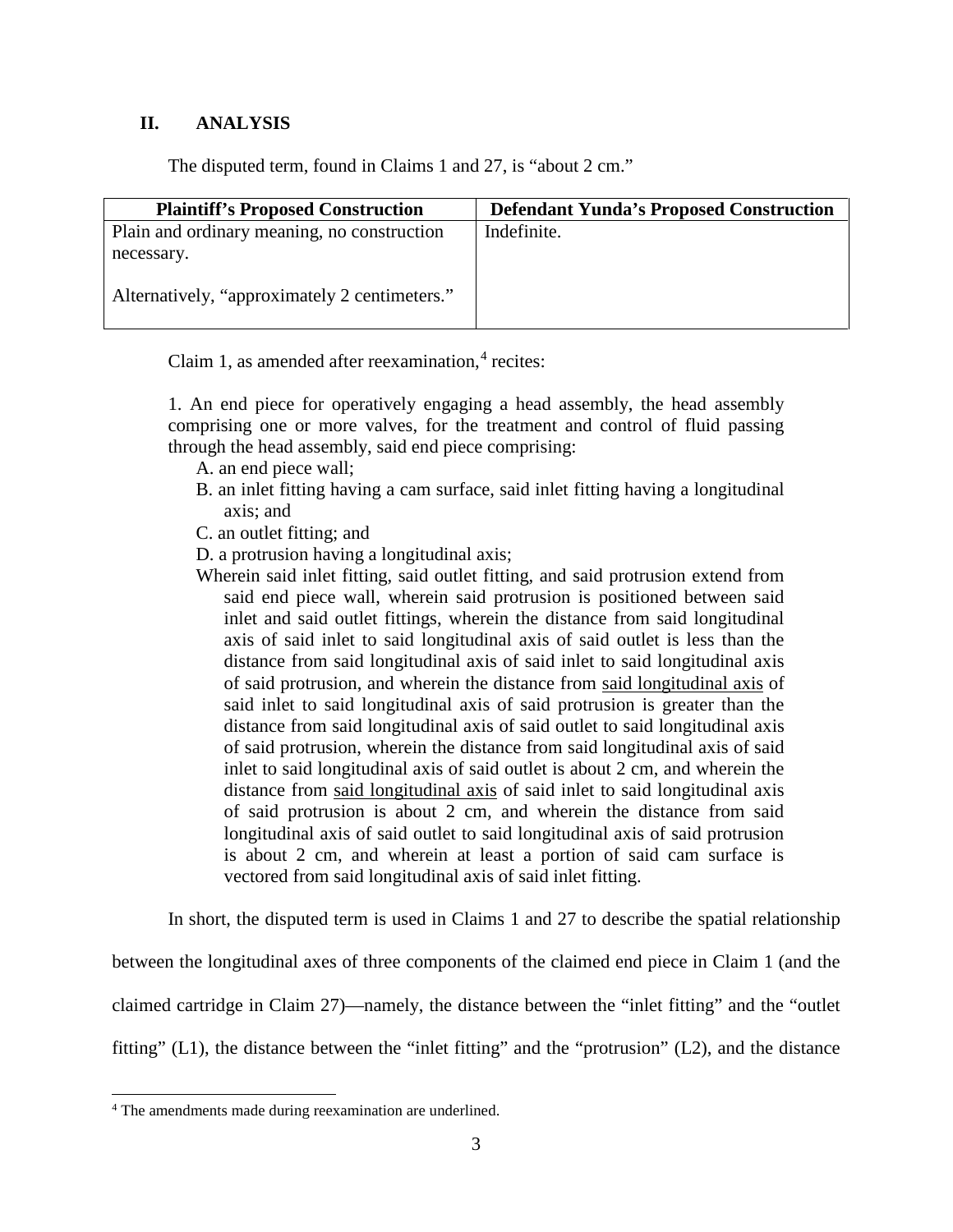## II. ANALYSIS

The disputed term, found in Claims 1 and 27, is "about 2 cm."

| Plaintiff's Proposed Construction | Defendant Yunda's Proposed Construction |
|---|---|
| Plain and ordinary meaning, no construction necessary.<br><br>Alternatively, "approximately 2 centimeters." | Indefinite. |

Claim 1, as amended after reexamination,[4] recites:

> 1. An end piece for operatively engaging a head assembly, the head assembly comprising one or more valves, for the treatment and control of fluid passing through the head assembly, said end piece comprising:
>
> A. an end piece wall;
>
> B. an inlet fitting having a cam surface, said inlet fitting having a longitudinal axis; and
>
> C. an outlet fitting; and
>
> D. a protrusion having a longitudinal axis;
>
> Wherein said inlet fitting, said outlet fitting, and said protrusion extend from said end piece wall, wherein said protrusion is positioned between said inlet and said outlet fittings, wherein the distance from said longitudinal axis of said inlet to said longitudinal axis of said outlet is less than the distance from said longitudinal axis of said inlet to said longitudinal axis of said protrusion, and wherein the distance from <u>said longitudinal axis</u> of said inlet to said longitudinal axis of said protrusion is greater than the distance from said longitudinal axis of said outlet to said longitudinal axis of said protrusion, wherein the distance from said longitudinal axis of said inlet to said longitudinal axis of said outlet is about 2 cm, and wherein the distance from <u>said longitudinal axis</u> of said inlet to said longitudinal axis of said protrusion is about 2 cm, and wherein the distance from said longitudinal axis of said outlet to said longitudinal axis of said protrusion is about 2 cm, and wherein at least a portion of said cam surface is vectored from said longitudinal axis of said inlet fitting.

In short, the disputed term is used in Claims 1 and 27 to describe the spatial relationship between the longitudinal axes of three components of the claimed end piece in Claim 1 (and the claimed cartridge in Claim 27)—namely, the distance between the "inlet fitting" and the "outlet fitting" (L1), the distance between the "inlet fitting" and the "protrusion" (L2), and the distance

[4] The amendments made during reexamination are underlined.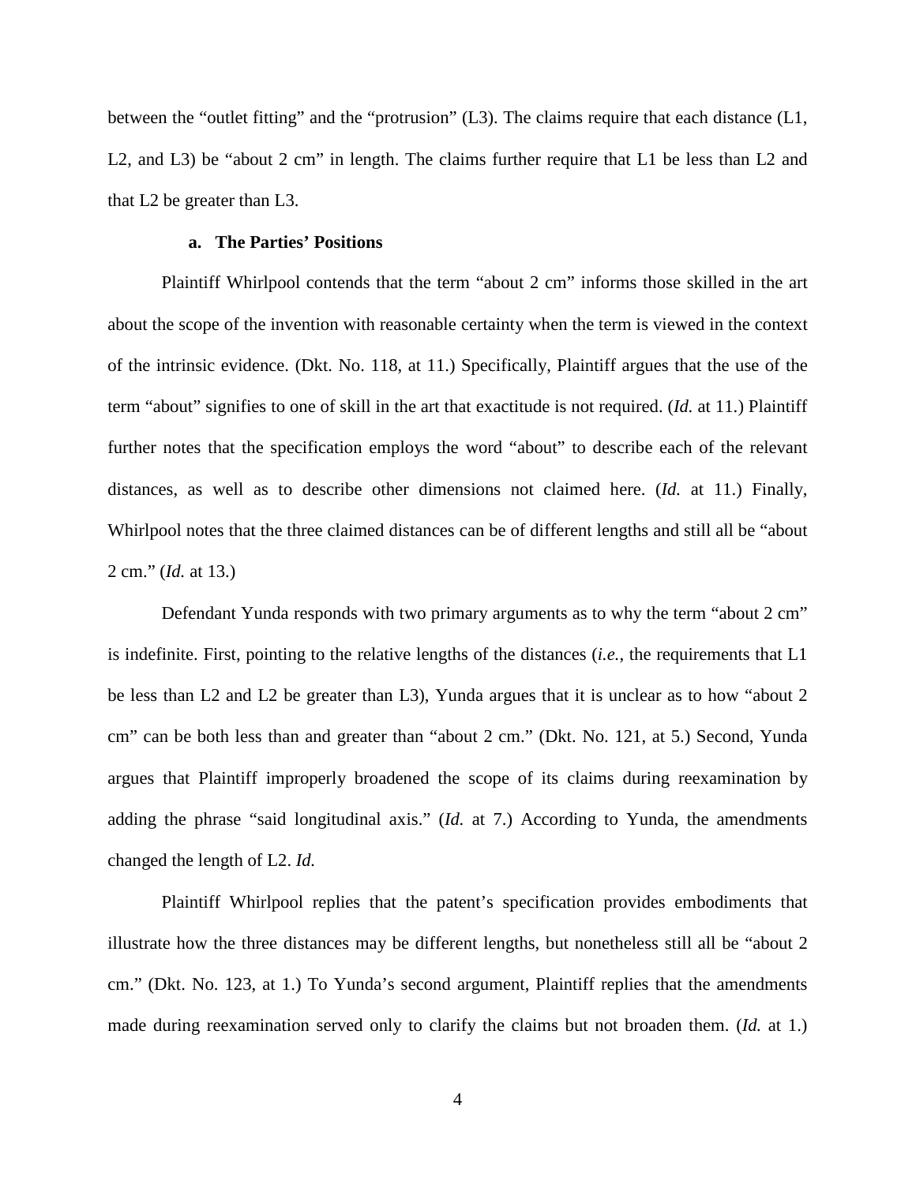between the "outlet fitting" and the "protrusion" (L3). The claims require that each distance (L1, L2, and L3) be "about 2 cm" in length. The claims further require that L1 be less than L2 and that L2 be greater than L3.

#### a. The Parties' Positions

Plaintiff Whirlpool contends that the term "about 2 cm" informs those skilled in the art about the scope of the invention with reasonable certainty when the term is viewed in the context of the intrinsic evidence. (Dkt. No. 118, at 11.) Specifically, Plaintiff argues that the use of the term "about" signifies to one of skill in the art that exactitude is not required. (*Id.* at 11.) Plaintiff further notes that the specification employs the word "about" to describe each of the relevant distances, as well as to describe other dimensions not claimed here. (*Id.* at 11.) Finally, Whirlpool notes that the three claimed distances can be of different lengths and still all be "about 2 cm." (*Id.* at 13.)

Defendant Yunda responds with two primary arguments as to why the term "about 2 cm" is indefinite. First, pointing to the relative lengths of the distances (*i.e.*, the requirements that L1 be less than L2 and L2 be greater than L3), Yunda argues that it is unclear as to how "about 2 cm" can be both less than and greater than "about 2 cm." (Dkt. No. 121, at 5.) Second, Yunda argues that Plaintiff improperly broadened the scope of its claims during reexamination by adding the phrase "said longitudinal axis." (*Id.* at 7.) According to Yunda, the amendments changed the length of L2. *Id.*

Plaintiff Whirlpool replies that the patent's specification provides embodiments that illustrate how the three distances may be different lengths, but nonetheless still all be "about 2 cm." (Dkt. No. 123, at 1.) To Yunda's second argument, Plaintiff replies that the amendments made during reexamination served only to clarify the claims but not broaden them. (*Id.* at 1.)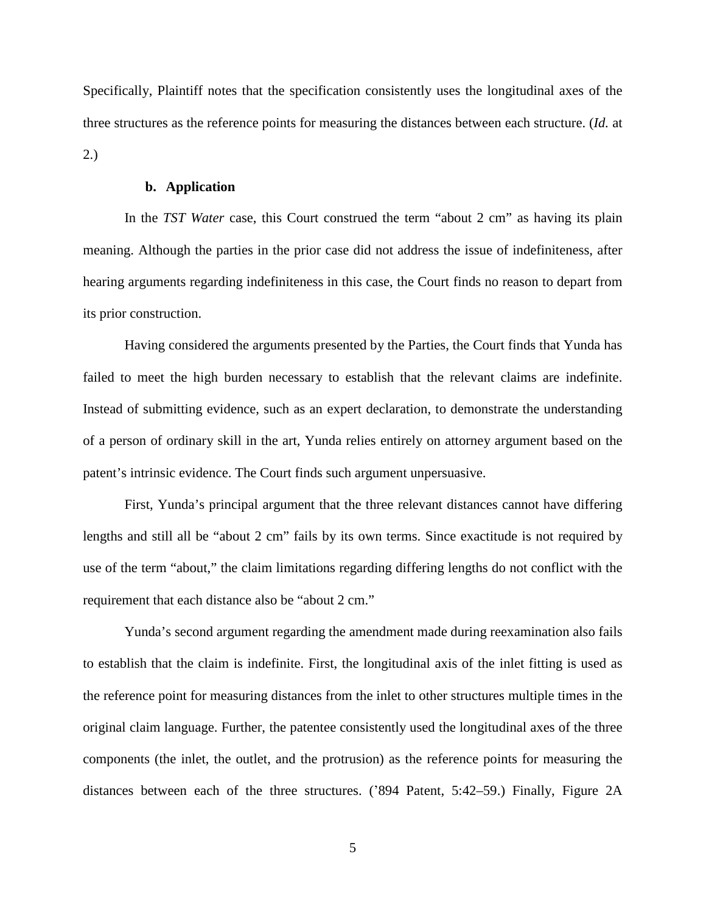Specifically, Plaintiff notes that the specification consistently uses the longitudinal axes of the three structures as the reference points for measuring the distances between each structure. (*Id.* at 2.)

**b. Application**

In the *TST Water* case, this Court construed the term "about 2 cm" as having its plain meaning. Although the parties in the prior case did not address the issue of indefiniteness, after hearing arguments regarding indefiniteness in this case, the Court finds no reason to depart from its prior construction.

Having considered the arguments presented by the Parties, the Court finds that Yunda has failed to meet the high burden necessary to establish that the relevant claims are indefinite. Instead of submitting evidence, such as an expert declaration, to demonstrate the understanding of a person of ordinary skill in the art, Yunda relies entirely on attorney argument based on the patent's intrinsic evidence. The Court finds such argument unpersuasive.

First, Yunda's principal argument that the three relevant distances cannot have differing lengths and still all be "about 2 cm" fails by its own terms. Since exactitude is not required by use of the term "about," the claim limitations regarding differing lengths do not conflict with the requirement that each distance also be "about 2 cm."

Yunda's second argument regarding the amendment made during reexamination also fails to establish that the claim is indefinite. First, the longitudinal axis of the inlet fitting is used as the reference point for measuring distances from the inlet to other structures multiple times in the original claim language. Further, the patentee consistently used the longitudinal axes of the three components (the inlet, the outlet, and the protrusion) as the reference points for measuring the distances between each of the three structures. ('894 Patent, 5:42–59.) Finally, Figure 2A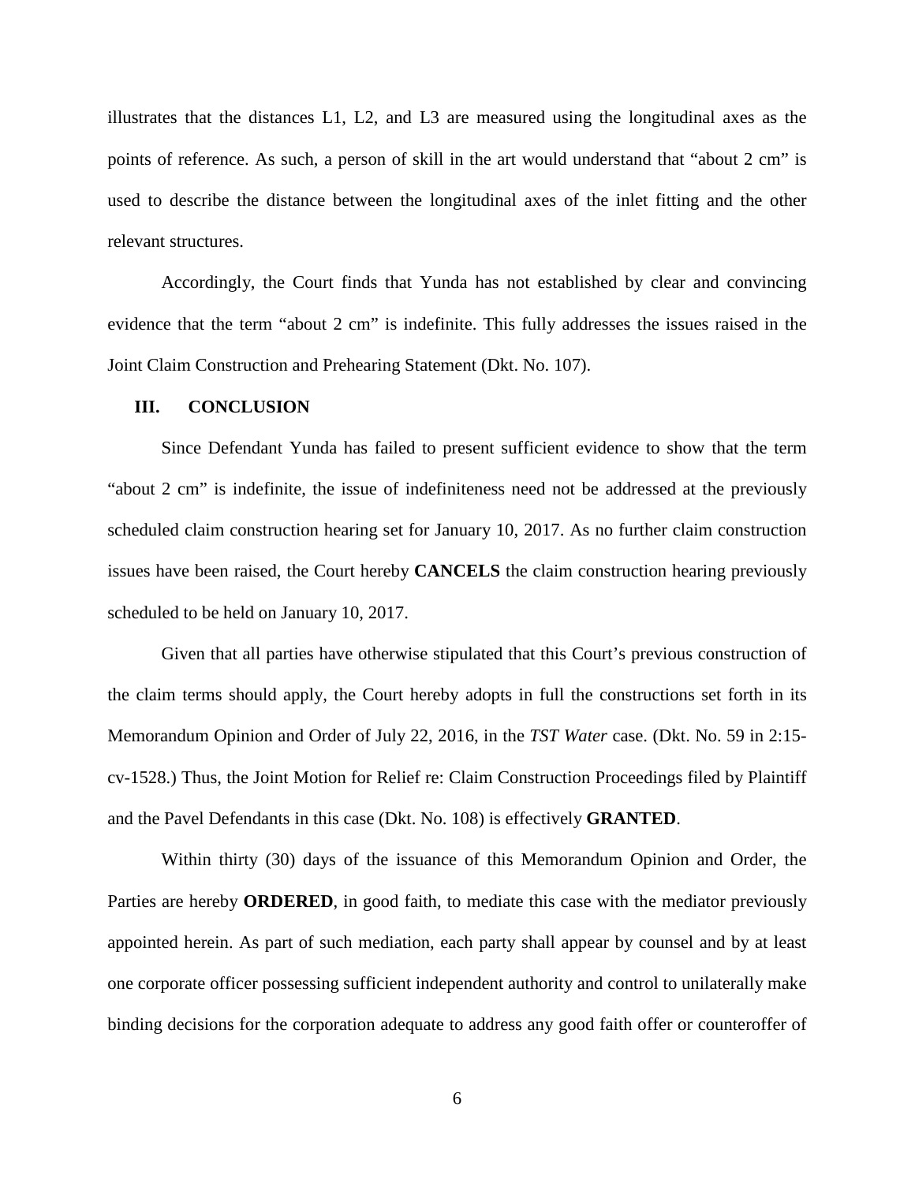illustrates that the distances L1, L2, and L3 are measured using the longitudinal axes as the points of reference. As such, a person of skill in the art would understand that "about 2 cm" is used to describe the distance between the longitudinal axes of the inlet fitting and the other relevant structures.

Accordingly, the Court finds that Yunda has not established by clear and convincing evidence that the term "about 2 cm" is indefinite. This fully addresses the issues raised in the Joint Claim Construction and Prehearing Statement (Dkt. No. 107).

## III. CONCLUSION

Since Defendant Yunda has failed to present sufficient evidence to show that the term "about 2 cm" is indefinite, the issue of indefiniteness need not be addressed at the previously scheduled claim construction hearing set for January 10, 2017. As no further claim construction issues have been raised, the Court hereby **CANCELS** the claim construction hearing previously scheduled to be held on January 10, 2017.

Given that all parties have otherwise stipulated that this Court's previous construction of the claim terms should apply, the Court hereby adopts in full the constructions set forth in its Memorandum Opinion and Order of July 22, 2016, in the *TST Water* case. (Dkt. No. 59 in 2:15-cv-1528.) Thus, the Joint Motion for Relief re: Claim Construction Proceedings filed by Plaintiff and the Pavel Defendants in this case (Dkt. No. 108) is effectively **GRANTED**.

Within thirty (30) days of the issuance of this Memorandum Opinion and Order, the Parties are hereby **ORDERED**, in good faith, to mediate this case with the mediator previously appointed herein. As part of such mediation, each party shall appear by counsel and by at least one corporate officer possessing sufficient independent authority and control to unilaterally make binding decisions for the corporation adequate to address any good faith offer or counteroffer of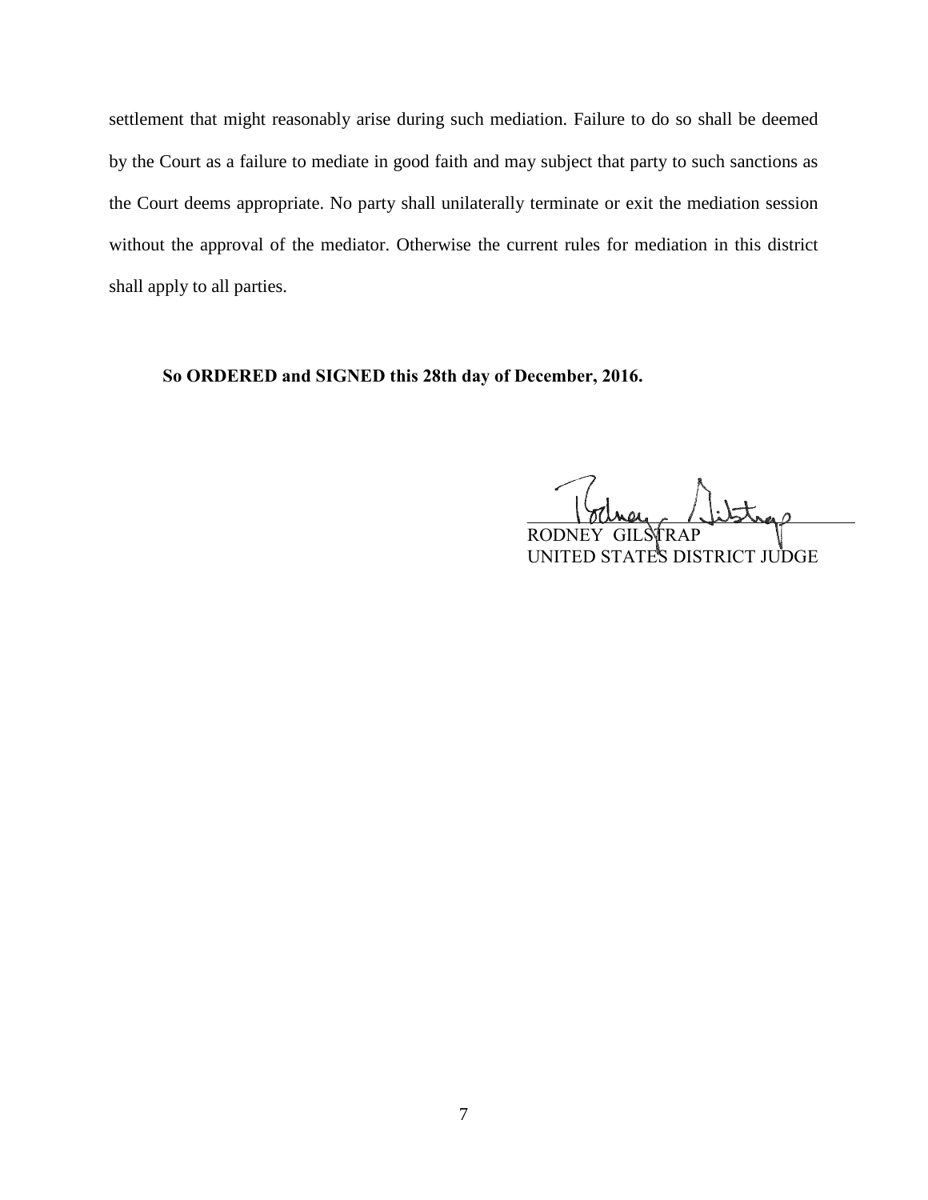settlement that might reasonably arise during such mediation. Failure to do so shall be deemed by the Court as a failure to mediate in good faith and may subject that party to such sanctions as the Court deems appropriate. No party shall unilaterally terminate or exit the mediation session without the approval of the mediator. Otherwise the current rules for mediation in this district shall apply to all parties.

**So ORDERED and SIGNED this 28th day of December, 2016.**

RODNEY GILSTRAP
UNITED STATES DISTRICT JUDGE